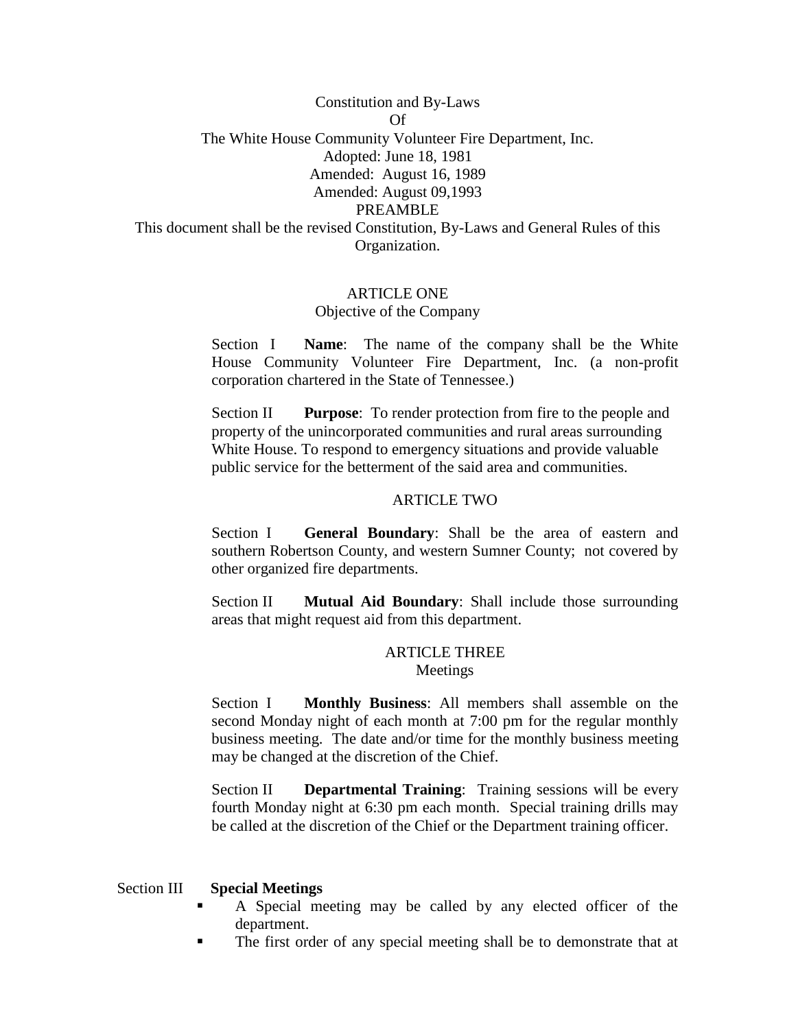# Constitution and By-Laws
# Of
# The White House Community Volunteer Fire Department, Inc.

Adopted: June 18, 1981
Amended: August 16, 1989
Amended: August 09,1993

## PREAMBLE

This document shall be the revised Constitution, By-Laws and General Rules of this Organization.

## ARTICLE ONE
### Objective of the Company

Section I **Name**: The name of the company shall be the White House Community Volunteer Fire Department, Inc. (a non-profit corporation chartered in the State of Tennessee.)

Section II **Purpose**: To render protection from fire to the people and property of the unincorporated communities and rural areas surrounding White House. To respond to emergency situations and provide valuable public service for the betterment of the said area and communities.

## ARTICLE TWO

Section I **General Boundary**: Shall be the area of eastern and southern Robertson County, and western Sumner County; not covered by other organized fire departments.

Section II **Mutual Aid Boundary**: Shall include those surrounding areas that might request aid from this department.

## ARTICLE THREE
### Meetings

Section I **Monthly Business**: All members shall assemble on the second Monday night of each month at 7:00 pm for the regular monthly business meeting. The date and/or time for the monthly business meeting may be changed at the discretion of the Chief.

Section II **Departmental Training**: Training sessions will be every fourth Monday night at 6:30 pm each month. Special training drills may be called at the discretion of the Chief or the Department training officer.

Section III **Special Meetings**

- A Special meeting may be called by any elected officer of the department.
- The first order of any special meeting shall be to demonstrate that at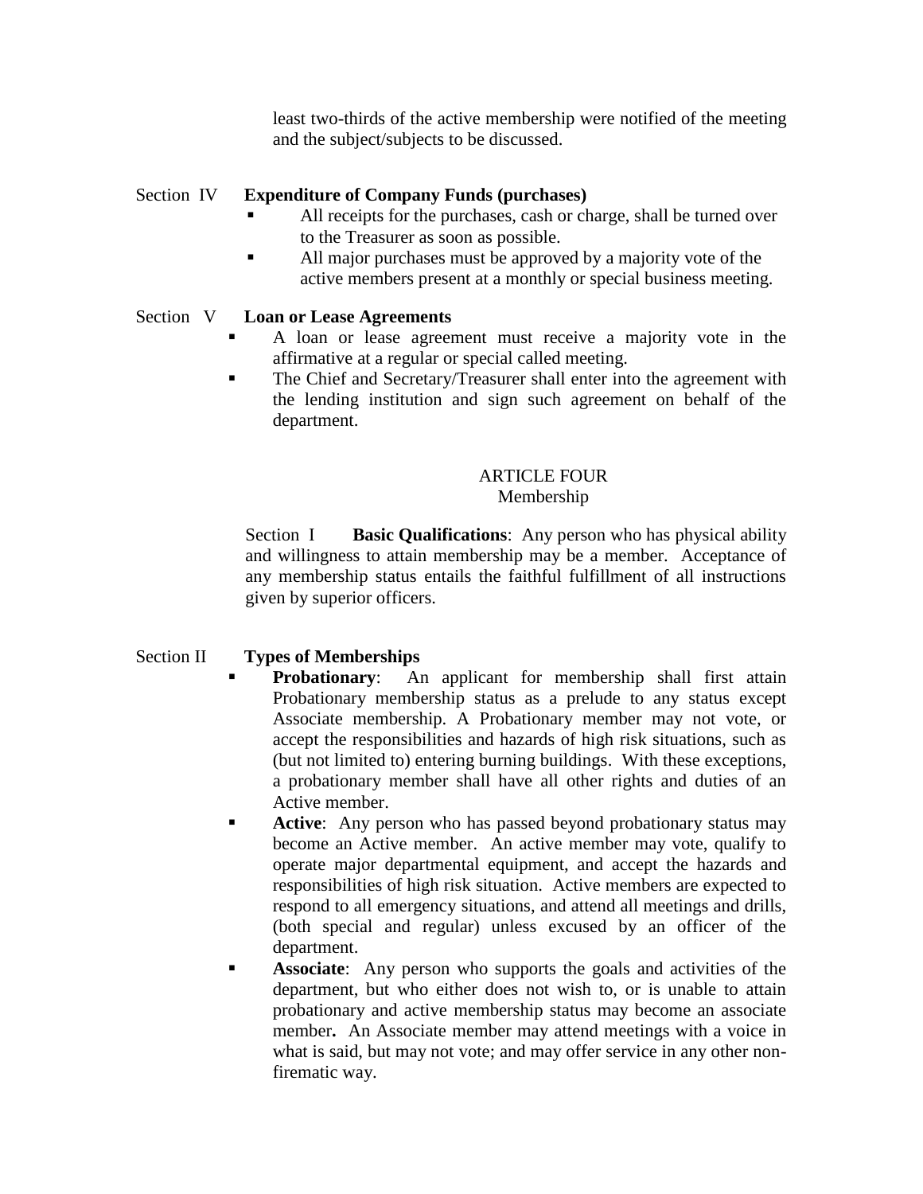least two-thirds of the active membership were notified of the meeting and the subject/subjects to be discussed.

Section IV **Expenditure of Company Funds (purchases)**

- All receipts for the purchases, cash or charge, shall be turned over to the Treasurer as soon as possible.
- All major purchases must be approved by a majority vote of the active members present at a monthly or special business meeting.

Section V **Loan or Lease Agreements**

- A loan or lease agreement must receive a majority vote in the affirmative at a regular or special called meeting.
- The Chief and Secretary/Treasurer shall enter into the agreement with the lending institution and sign such agreement on behalf of the department.

## ARTICLE FOUR
### Membership

Section I **Basic Qualifications**: Any person who has physical ability and willingness to attain membership may be a member. Acceptance of any membership status entails the faithful fulfillment of all instructions given by superior officers.

Section II **Types of Memberships**

- **Probationary**: An applicant for membership shall first attain Probationary membership status as a prelude to any status except Associate membership. A Probationary member may not vote, or accept the responsibilities and hazards of high risk situations, such as (but not limited to) entering burning buildings. With these exceptions, a probationary member shall have all other rights and duties of an Active member.
- **Active**: Any person who has passed beyond probationary status may become an Active member. An active member may vote, qualify to operate major departmental equipment, and accept the hazards and responsibilities of high risk situation. Active members are expected to respond to all emergency situations, and attend all meetings and drills, (both special and regular) unless excused by an officer of the department.
- **Associate**: Any person who supports the goals and activities of the department, but who either does not wish to, or is unable to attain probationary and active membership status may become an associate member**.** An Associate member may attend meetings with a voice in what is said, but may not vote; and may offer service in any other non-firematic way.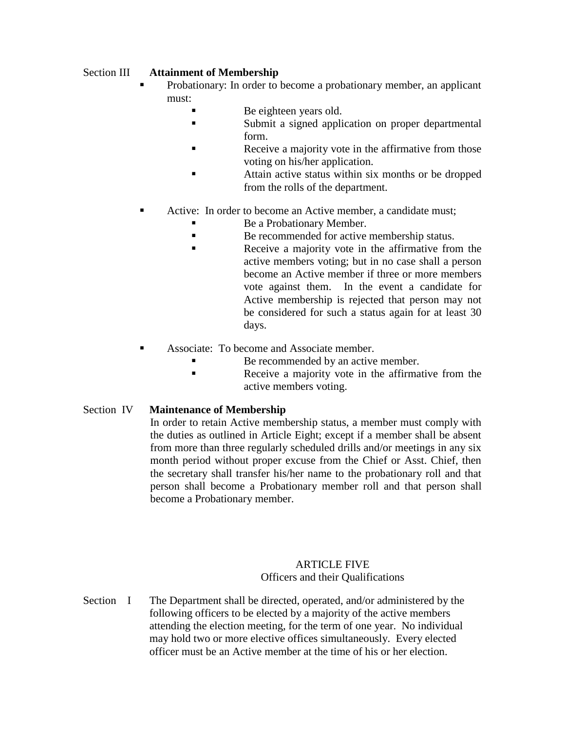Section III **Attainment of Membership**

- Probationary: In order to become a probationary member, an applicant must:
  - Be eighteen years old.
  - Submit a signed application on proper departmental form.
  - Receive a majority vote in the affirmative from those voting on his/her application.
  - Attain active status within six months or be dropped from the rolls of the department.

- Active: In order to become an Active member, a candidate must;
  - Be a Probationary Member.
  - Be recommended for active membership status.
  - Receive a majority vote in the affirmative from the active members voting; but in no case shall a person become an Active member if three or more members vote against them. In the event a candidate for Active membership is rejected that person may not be considered for such a status again for at least 30 days.

- Associate: To become and Associate member.
  - Be recommended by an active member.
  - Receive a majority vote in the affirmative from the active members voting.

Section IV **Maintenance of Membership**

In order to retain Active membership status, a member must comply with the duties as outlined in Article Eight; except if a member shall be absent from more than three regularly scheduled drills and/or meetings in any six month period without proper excuse from the Chief or Asst. Chief, then the secretary shall transfer his/her name to the probationary roll and that person shall become a Probationary member roll and that person shall become a Probationary member.

## ARTICLE FIVE
### Officers and their Qualifications

Section I The Department shall be directed, operated, and/or administered by the following officers to be elected by a majority of the active members attending the election meeting, for the term of one year. No individual may hold two or more elective offices simultaneously. Every elected officer must be an Active member at the time of his or her election.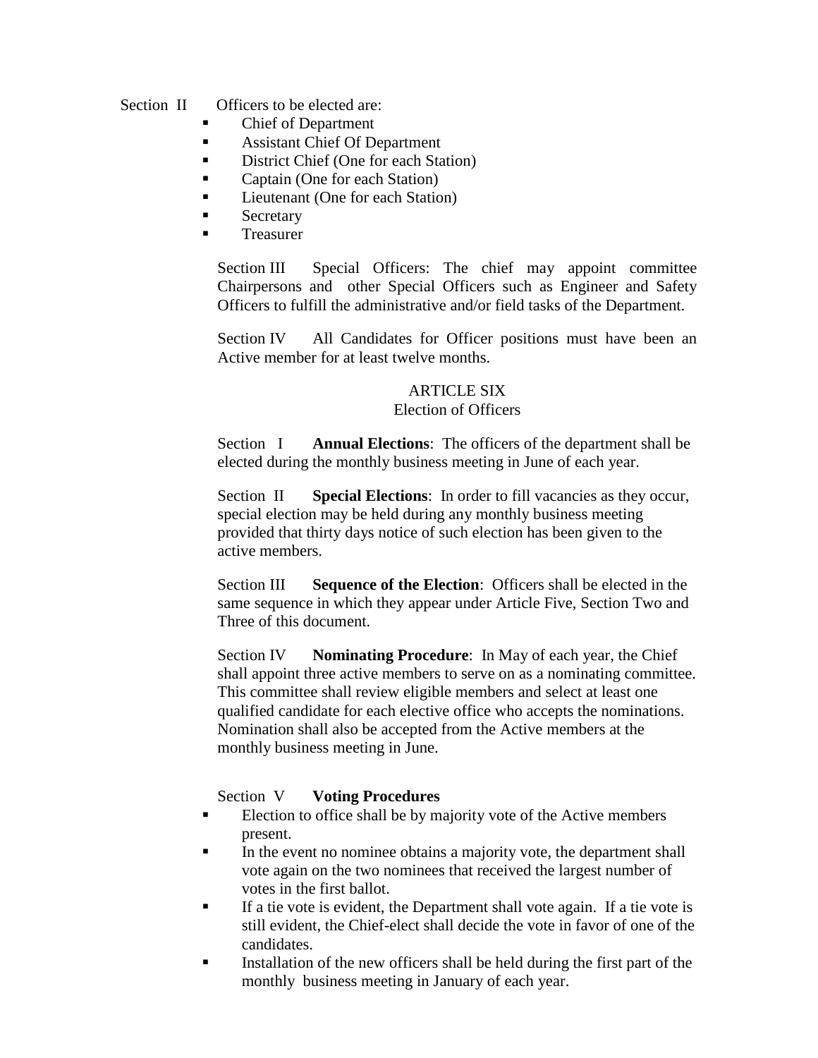Section II Officers to be elected are:

- Chief of Department
- Assistant Chief Of Department
- District Chief (One for each Station)
- Captain (One for each Station)
- Lieutenant (One for each Station)
- Secretary
- Treasurer

Section III Special Officers: The chief may appoint committee Chairpersons and other Special Officers such as Engineer and Safety Officers to fulfill the administrative and/or field tasks of the Department.

Section IV All Candidates for Officer positions must have been an Active member for at least twelve months.

## ARTICLE SIX
## Election of Officers

Section I **Annual Elections**: The officers of the department shall be elected during the monthly business meeting in June of each year.

Section II **Special Elections**: In order to fill vacancies as they occur, special election may be held during any monthly business meeting provided that thirty days notice of such election has been given to the active members.

Section III **Sequence of the Election**: Officers shall be elected in the same sequence in which they appear under Article Five, Section Two and Three of this document.

Section IV **Nominating Procedure**: In May of each year, the Chief shall appoint three active members to serve on as a nominating committee. This committee shall review eligible members and select at least one qualified candidate for each elective office who accepts the nominations. Nomination shall also be accepted from the Active members at the monthly business meeting in June.

Section V **Voting Procedures**

- Election to office shall be by majority vote of the Active members present.
- In the event no nominee obtains a majority vote, the department shall vote again on the two nominees that received the largest number of votes in the first ballot.
- If a tie vote is evident, the Department shall vote again. If a tie vote is still evident, the Chief-elect shall decide the vote in favor of one of the candidates.
- Installation of the new officers shall be held during the first part of the monthly business meeting in January of each year.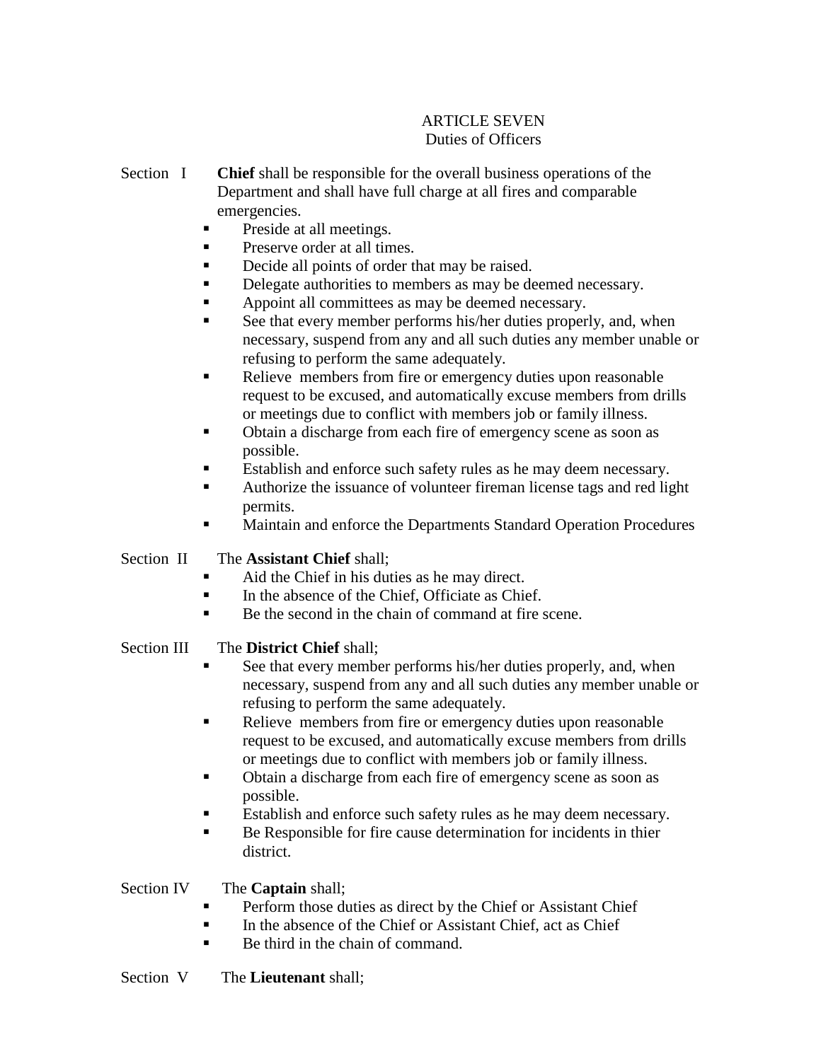# ARTICLE SEVEN
## Duties of Officers

Section I **Chief** shall be responsible for the overall business operations of the Department and shall have full charge at all fires and comparable emergencies.

- Preside at all meetings.
- Preserve order at all times.
- Decide all points of order that may be raised.
- Delegate authorities to members as may be deemed necessary.
- Appoint all committees as may be deemed necessary.
- See that every member performs his/her duties properly, and, when necessary, suspend from any and all such duties any member unable or refusing to perform the same adequately.
- Relieve members from fire or emergency duties upon reasonable request to be excused, and automatically excuse members from drills or meetings due to conflict with members job or family illness.
- Obtain a discharge from each fire of emergency scene as soon as possible.
- Establish and enforce such safety rules as he may deem necessary.
- Authorize the issuance of volunteer fireman license tags and red light permits.
- Maintain and enforce the Departments Standard Operation Procedures

Section II The **Assistant Chief** shall;

- Aid the Chief in his duties as he may direct.
- In the absence of the Chief, Officiate as Chief.
- Be the second in the chain of command at fire scene.

Section III The **District Chief** shall;

- See that every member performs his/her duties properly, and, when necessary, suspend from any and all such duties any member unable or refusing to perform the same adequately.
- Relieve members from fire or emergency duties upon reasonable request to be excused, and automatically excuse members from drills or meetings due to conflict with members job or family illness.
- Obtain a discharge from each fire of emergency scene as soon as possible.
- Establish and enforce such safety rules as he may deem necessary.
- Be Responsible for fire cause determination for incidents in thier district.

Section IV The **Captain** shall;

- Perform those duties as direct by the Chief or Assistant Chief
- In the absence of the Chief or Assistant Chief, act as Chief
- Be third in the chain of command.

Section V The **Lieutenant** shall;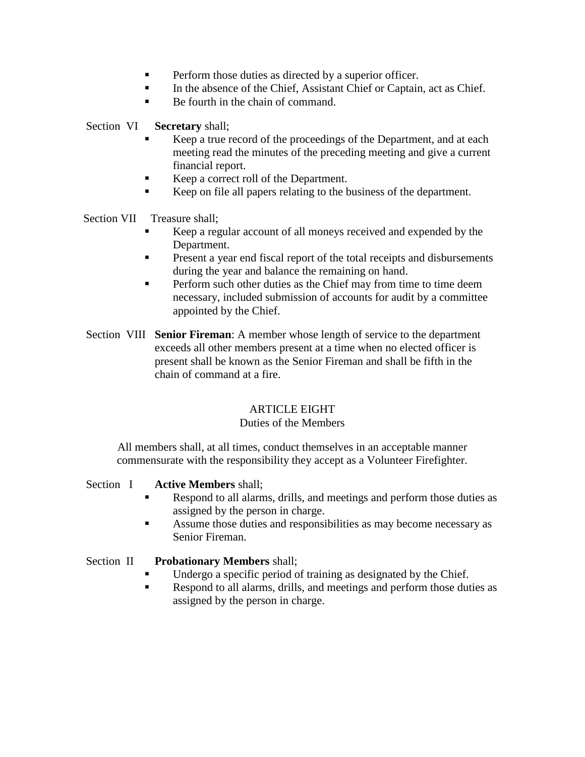- Perform those duties as directed by a superior officer.
- In the absence of the Chief, Assistant Chief or Captain, act as Chief.
- Be fourth in the chain of command.

Section VI **Secretary** shall;

- Keep a true record of the proceedings of the Department, and at each meeting read the minutes of the preceding meeting and give a current financial report.
- Keep a correct roll of the Department.
- Keep on file all papers relating to the business of the department.

Section VII Treasure shall;

- Keep a regular account of all moneys received and expended by the Department.
- Present a year end fiscal report of the total receipts and disbursements during the year and balance the remaining on hand.
- Perform such other duties as the Chief may from time to time deem necessary, included submission of accounts for audit by a committee appointed by the Chief.

Section VIII **Senior Fireman**: A member whose length of service to the department exceeds all other members present at a time when no elected officer is present shall be known as the Senior Fireman and shall be fifth in the chain of command at a fire.

## ARTICLE EIGHT
## Duties of the Members

All members shall, at all times, conduct themselves in an acceptable manner commensurate with the responsibility they accept as a Volunteer Firefighter.

Section I **Active Members** shall;

- Respond to all alarms, drills, and meetings and perform those duties as assigned by the person in charge.
- Assume those duties and responsibilities as may become necessary as Senior Fireman.

Section II **Probationary Members** shall;

- Undergo a specific period of training as designated by the Chief.
- Respond to all alarms, drills, and meetings and perform those duties as assigned by the person in charge.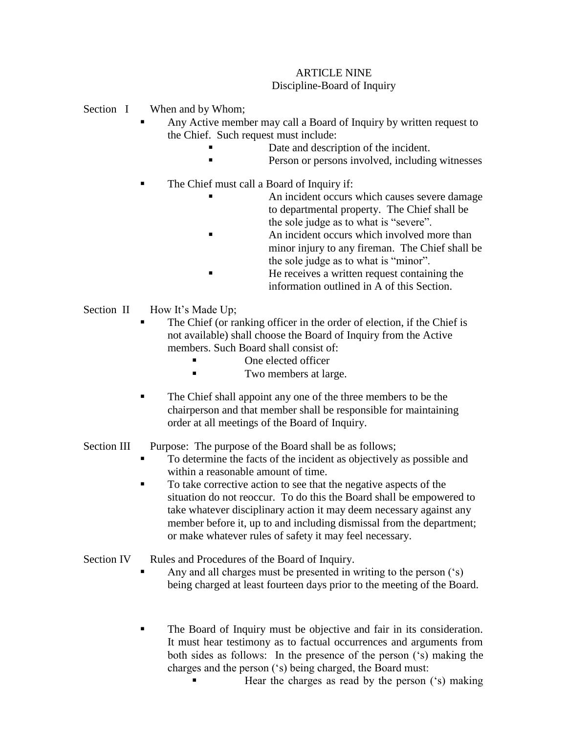## ARTICLE NINE
### Discipline-Board of Inquiry

Section I When and by Whom;

- Any Active member may call a Board of Inquiry by written request to the Chief. Such request must include:
  - Date and description of the incident.
  - Person or persons involved, including witnesses
- The Chief must call a Board of Inquiry if:
  - An incident occurs which causes severe damage to departmental property. The Chief shall be the sole judge as to what is "severe".
  - An incident occurs which involved more than minor injury to any fireman. The Chief shall be the sole judge as to what is "minor".
  - He receives a written request containing the information outlined in A of this Section.

Section II How It's Made Up;

- The Chief (or ranking officer in the order of election, if the Chief is not available) shall choose the Board of Inquiry from the Active members. Such Board shall consist of:
  - One elected officer
  - Two members at large.
- The Chief shall appoint any one of the three members to be the chairperson and that member shall be responsible for maintaining order at all meetings of the Board of Inquiry.

Section III Purpose: The purpose of the Board shall be as follows;

- To determine the facts of the incident as objectively as possible and within a reasonable amount of time.
- To take corrective action to see that the negative aspects of the situation do not reoccur. To do this the Board shall be empowered to take whatever disciplinary action it may deem necessary against any member before it, up to and including dismissal from the department; or make whatever rules of safety it may feel necessary.

Section IV Rules and Procedures of the Board of Inquiry.

- Any and all charges must be presented in writing to the person ('s) being charged at least fourteen days prior to the meeting of the Board.
- The Board of Inquiry must be objective and fair in its consideration. It must hear testimony as to factual occurrences and arguments from both sides as follows: In the presence of the person ('s) making the charges and the person ('s) being charged, the Board must:
  - Hear the charges as read by the person ('s) making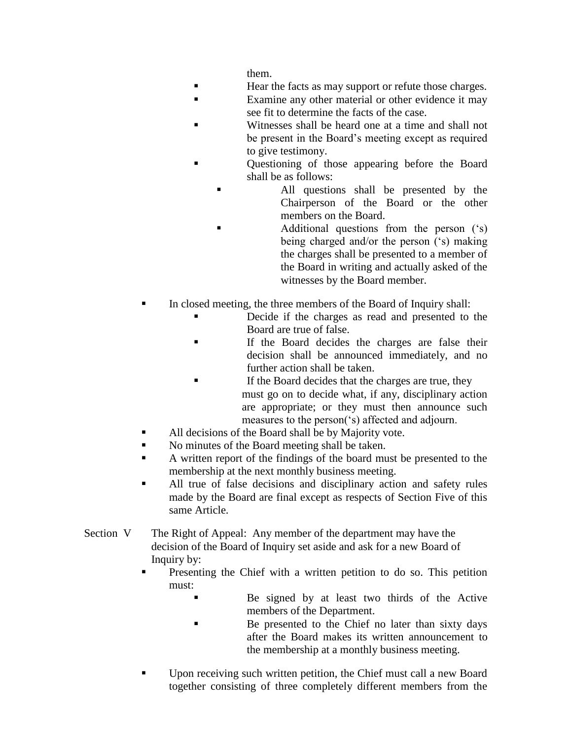them.

- Hear the facts as may support or refute those charges.
- Examine any other material or other evidence it may see fit to determine the facts of the case.
- Witnesses shall be heard one at a time and shall not be present in the Board's meeting except as required to give testimony.
- Questioning of those appearing before the Board shall be as follows:
  - All questions shall be presented by the Chairperson of the Board or the other members on the Board.
  - Additional questions from the person ('s) being charged and/or the person ('s) making the charges shall be presented to a member of the Board in writing and actually asked of the witnesses by the Board member.

- In closed meeting, the three members of the Board of Inquiry shall:
  - Decide if the charges as read and presented to the Board are true of false.
  - If the Board decides the charges are false their decision shall be announced immediately, and no further action shall be taken.
  - If the Board decides that the charges are true, they must go on to decide what, if any, disciplinary action are appropriate; or they must then announce such measures to the person('s) affected and adjourn.
- All decisions of the Board shall be by Majority vote.
- No minutes of the Board meeting shall be taken.
- A written report of the findings of the board must be presented to the membership at the next monthly business meeting.
- All true of false decisions and disciplinary action and safety rules made by the Board are final except as respects of Section Five of this same Article.

Section V The Right of Appeal: Any member of the department may have the decision of the Board of Inquiry set aside and ask for a new Board of Inquiry by:

- Presenting the Chief with a written petition to do so. This petition must:
  - Be signed by at least two thirds of the Active members of the Department.
  - Be presented to the Chief no later than sixty days after the Board makes its written announcement to the membership at a monthly business meeting.

- Upon receiving such written petition, the Chief must call a new Board together consisting of three completely different members from the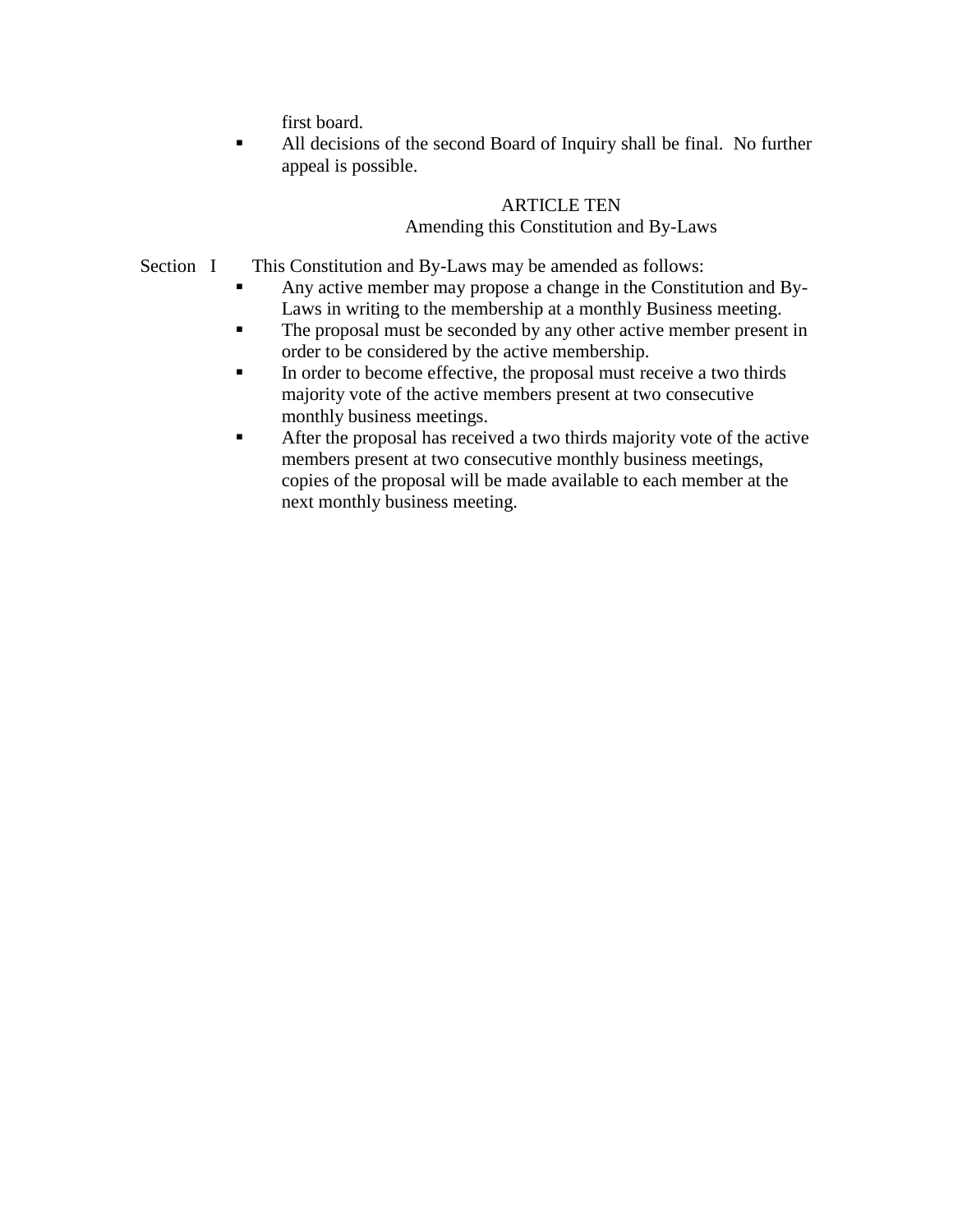first board.

- All decisions of the second Board of Inquiry shall be final. No further appeal is possible.

## ARTICLE TEN
### Amending this Constitution and By-Laws

Section I This Constitution and By-Laws may be amended as follows:

- Any active member may propose a change in the Constitution and By-Laws in writing to the membership at a monthly Business meeting.
- The proposal must be seconded by any other active member present in order to be considered by the active membership.
- In order to become effective, the proposal must receive a two thirds majority vote of the active members present at two consecutive monthly business meetings.
- After the proposal has received a two thirds majority vote of the active members present at two consecutive monthly business meetings, copies of the proposal will be made available to each member at the next monthly business meeting.